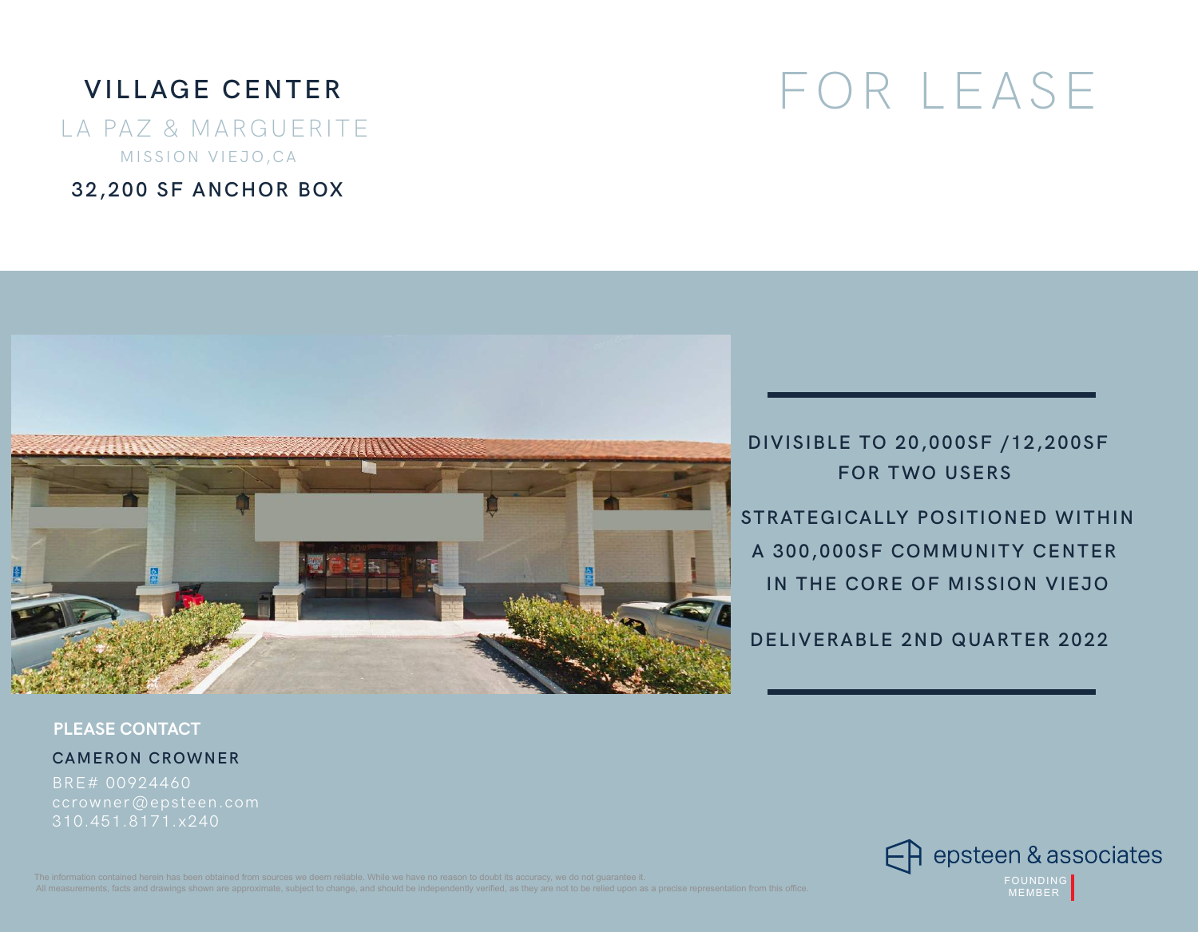# VILLAGE CENTER

## LA PAZ & MARGUERITE

MISSION VIEJO,CA

## 32,200 SF ANCHOR BOX

# FOR LEASE

DIVISIBLE TO 20,000SF /12,200SF FOR TWO USERS

STRATEGICALLY POSITIONED WITHIN A 300,000SF COMMUNITY CENTER IN THE CORE OF MISSION VIEJO

DELIVERABLE 2ND QUARTER 2022

**PLEASE CONTACT**

CAMERON CROWNER

BRE# 00924460
ccrowner@epsteen.com
310.451.8171.x240

The information contained herein has been obtained from sources we deem reliable. While we have no reason to doubt its accuracy, we do not guarantee it.
All measurements, facts and drawings shown are approximate, subject to change, and should be independently verified, as they are not to be relied upon as a precise representation from this office.

epsteen & associates

FOUNDING MEMBER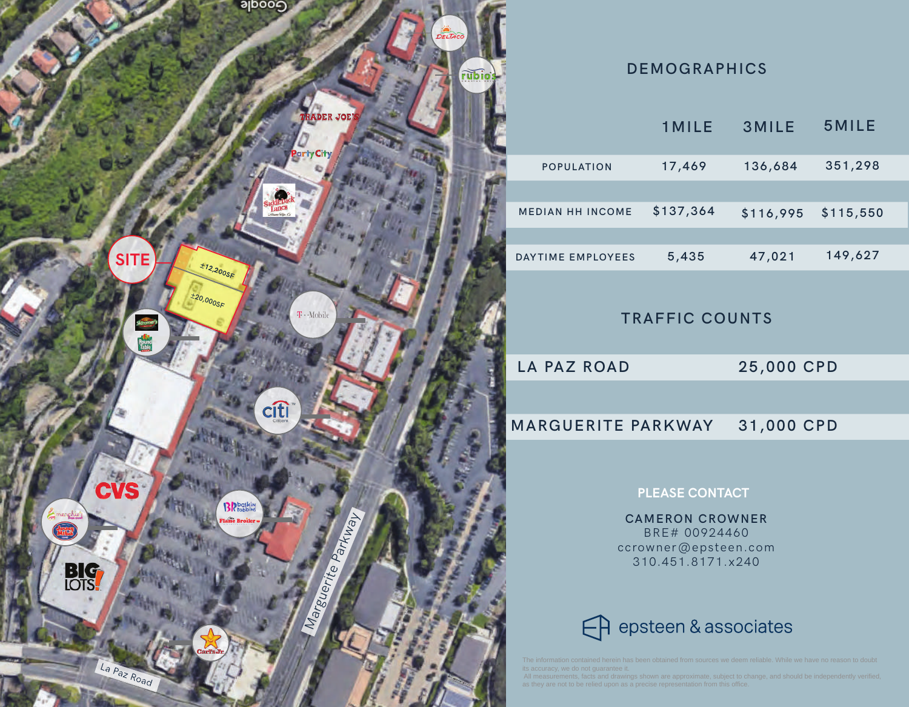## DEMOGRAPHICS

| | 1MILE | 3MILE | 5MILE |
|---|---|---|---|
| POPULATION | 17,469 | 136,684 | 351,298 |
| MEDIAN HH INCOME | $137,364 | $116,995 | $115,550 |
| DAYTIME EMPLOYEES | 5,435 | 47,021 | 149,627 |

## TRAFFIC COUNTS

| | |
|---|---|
| LA PAZ ROAD | 25,000 CPD |
| MARGUERITE PARKWAY | 31,000 CPD |

**PLEASE CONTACT**

CAMERON CROWNER
BRE# 00924460
ccrowner@epsteen.com
310.451.8171.x240

epsteen & associates

The information contained herein has been obtained from sources we deem reliable. While we have no reason to doubt its accuracy, we do not guarantee it.
All measurements, facts and drawings shown are approximate, subject to change, and should be independently verified, as they are not to be relied upon as a precise representation from this office.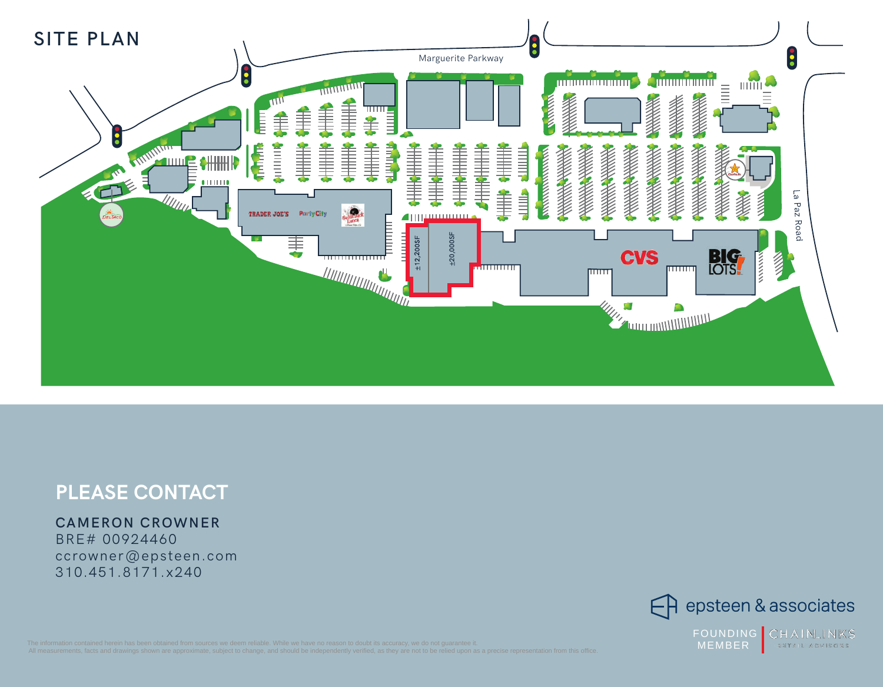# SITE PLAN

Marguerite Parkway

La Paz Road

±12,200SF

±20,000SF

TRADER JOE'S

Party City

CVS

BIG LOTS!

## PLEASE CONTACT

**CAMERON CROWNER**
BRE# 00924460
ccrowner@epsteen.com
310.451.8171.x240

epsteen & associates

FOUNDING MEMBER | CHAINLINKS RETAIL ADVISORS

The information contained herein has been obtained from sources we deem reliable. While we have no reason to doubt its accuracy, we do not guarantee it.
All measurements, facts and drawings shown are approximate, subject to change, and should be independently verified, as they are not to be relied upon as a precise representation from this office.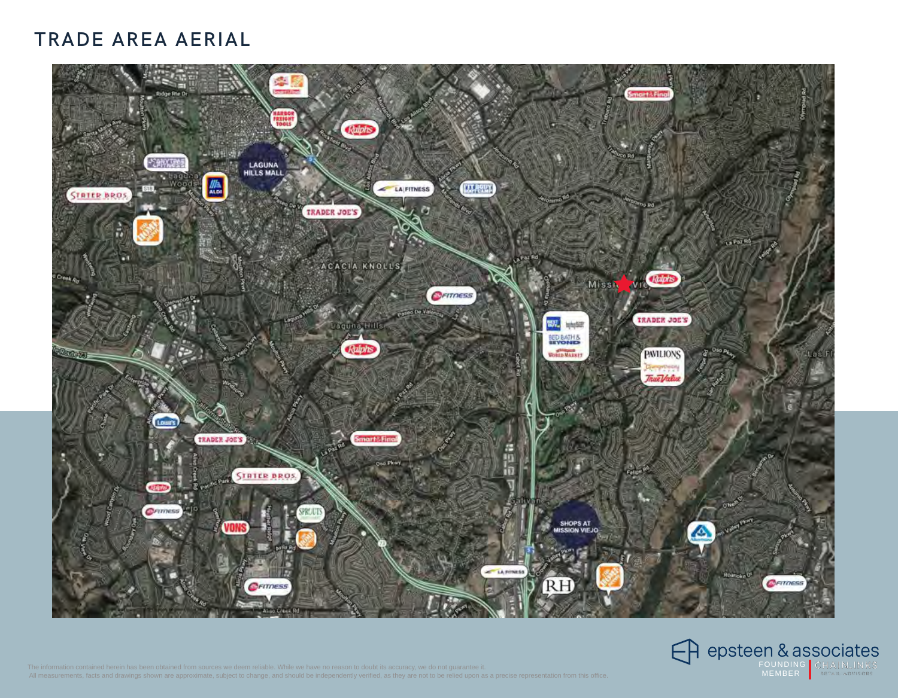# TRADE AREA AERIAL

epsteen & associates

FOUNDING MEMBER | CHAINLINKS RETAIL ADVISORS

The information contained herein has been obtained from sources we deem reliable. While we have no reason to doubt its accuracy, we do not guarantee it.
All measurements, facts and drawings shown are approximate, subject to change, and should be independently verified, as they are not to be relied upon as a precise representation from this office.